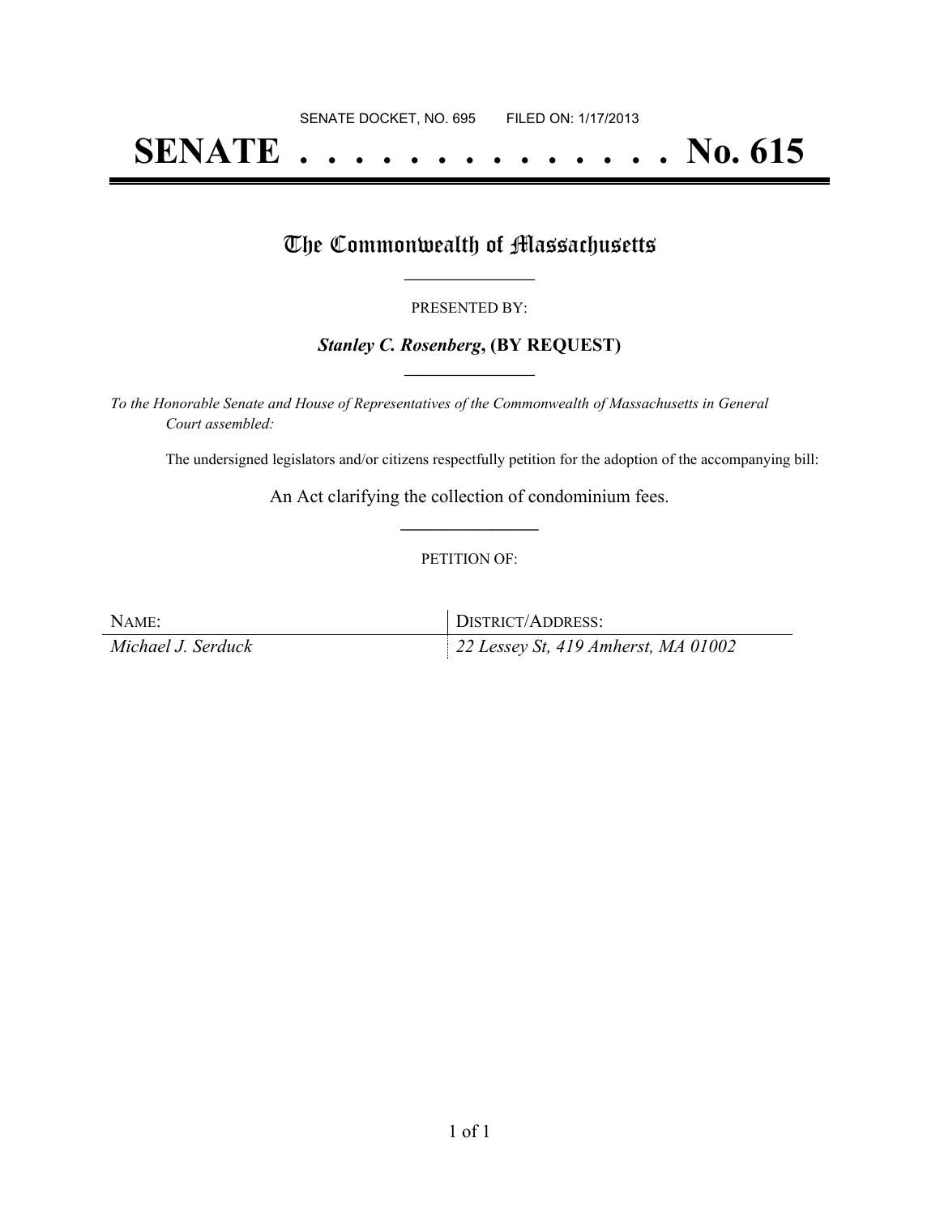SENATE DOCKET, NO. 695 FILED ON: 1/17/2013

# SENATE . . . . . . . . . . . . . . No. 615

## The Commonwealth of Massachusetts

PRESENTED BY:

***Stanley C. Rosenberg*, (BY REQUEST)**

*To the Honorable Senate and House of Representatives of the Commonwealth of Massachusetts in General Court assembled:*

The undersigned legislators and/or citizens respectfully petition for the adoption of the accompanying bill:

An Act clarifying the collection of condominium fees.

PETITION OF:

| NAME: | DISTRICT/ADDRESS: |
| --- | --- |
| *Michael J. Serduck* | *22 Lessey St, 419 Amherst, MA 01002* |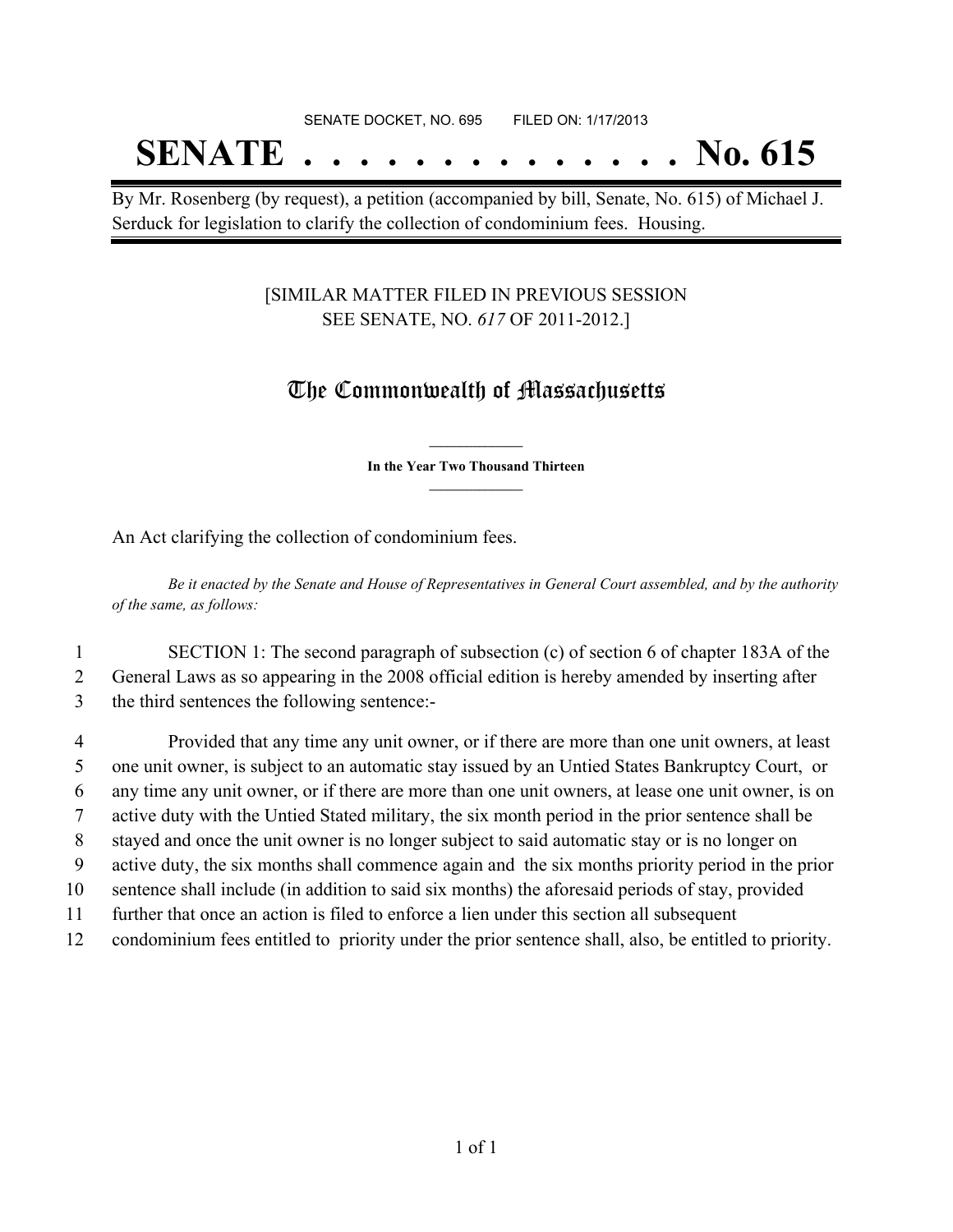SENATE DOCKET, NO. 695        FILED ON: 1/17/2013

# SENATE . . . . . . . . . . . . . . No. 615

By Mr. Rosenberg (by request), a petition (accompanied by bill, Senate, No. 615) of Michael J. Serduck for legislation to clarify the collection of condominium fees. Housing.

[SIMILAR MATTER FILED IN PREVIOUS SESSION
SEE SENATE, NO. *617* OF 2011-2012.]

## The Commonwealth of Massachusetts

**In the Year Two Thousand Thirteen**

An Act clarifying the collection of condominium fees.

*Be it enacted by the Senate and House of Representatives in General Court assembled, and by the authority of the same, as follows:*

1 SECTION 1: The second paragraph of subsection (c) of section 6 of chapter 183A of the
2 General Laws as so appearing in the 2008 official edition is hereby amended by inserting after
3 the third sentences the following sentence:-

4 Provided that any time any unit owner, or if there are more than one unit owners, at least
5 one unit owner, is subject to an automatic stay issued by an Untied States Bankruptcy Court, or
6 any time any unit owner, or if there are more than one unit owners, at lease one unit owner, is on
7 active duty with the Untied Stated military, the six month period in the prior sentence shall be
8 stayed and once the unit owner is no longer subject to said automatic stay or is no longer on
9 active duty, the six months shall commence again and the six months priority period in the prior
10 sentence shall include (in addition to said six months) the aforesaid periods of stay, provided
11 further that once an action is filed to enforce a lien under this section all subsequent
12 condominium fees entitled to priority under the prior sentence shall, also, be entitled to priority.